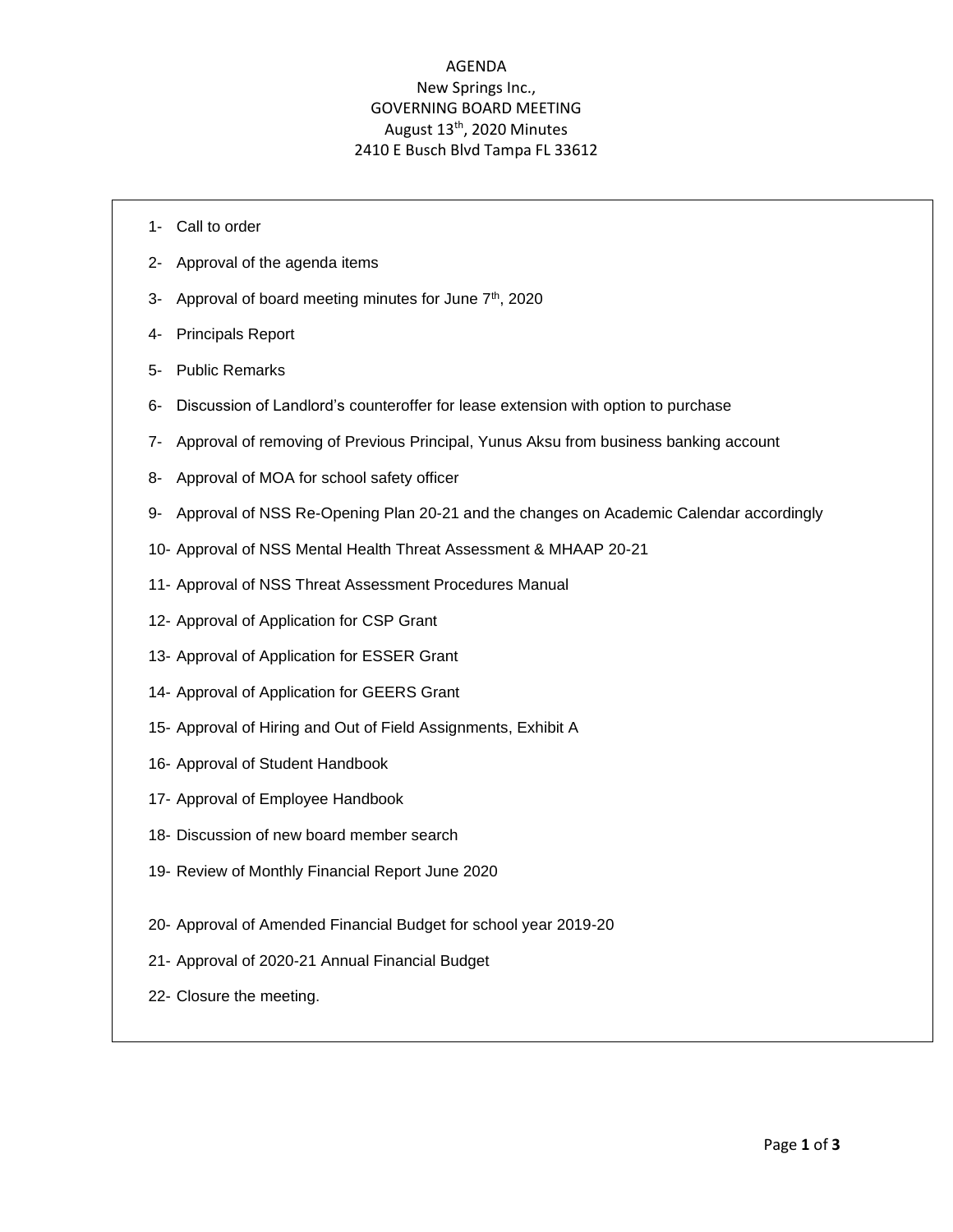# AGENDA

## New Springs Inc.,
## GOVERNING BOARD MEETING
## August 13th, 2020 Minutes
## 2410 E Busch Blvd Tampa FL 33612

1- Call to order

2- Approval of the agenda items

3- Approval of board meeting minutes for June 7th, 2020

4- Principals Report

5- Public Remarks

6- Discussion of Landlord's counteroffer for lease extension with option to purchase

7- Approval of removing of Previous Principal, Yunus Aksu from business banking account

8- Approval of MOA for school safety officer

9- Approval of NSS Re-Opening Plan 20-21 and the changes on Academic Calendar accordingly

10- Approval of NSS Mental Health Threat Assessment & MHAAP 20-21

11- Approval of NSS Threat Assessment Procedures Manual

12- Approval of Application for CSP Grant

13- Approval of Application for ESSER Grant

14- Approval of Application for GEERS Grant

15- Approval of Hiring and Out of Field Assignments, Exhibit A

16- Approval of Student Handbook

17- Approval of Employee Handbook

18- Discussion of new board member search

19- Review of Monthly Financial Report June 2020

20- Approval of Amended Financial Budget for school year 2019-20

21- Approval of 2020-21 Annual Financial Budget

22- Closure the meeting.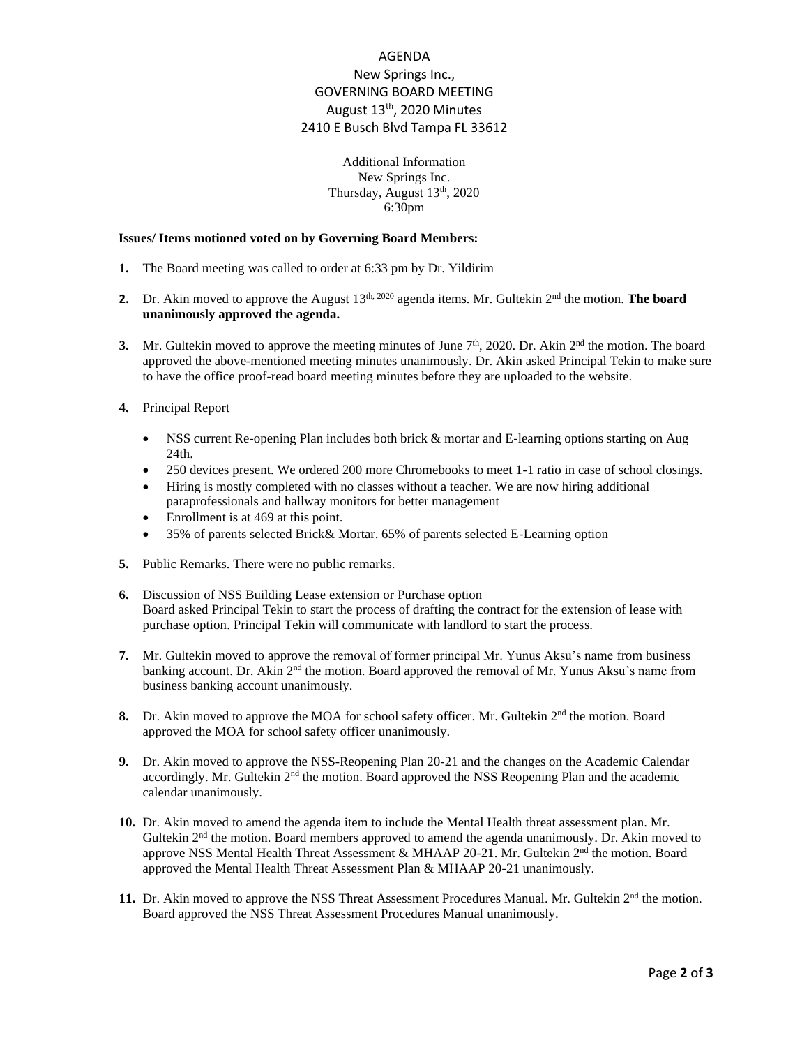AGENDA
New Springs Inc.,
GOVERNING BOARD MEETING
August 13th, 2020 Minutes
2410 E Busch Blvd Tampa FL 33612

Additional Information
New Springs Inc.
Thursday, August 13th, 2020
6:30pm

**Issues/ Items motioned voted on by Governing Board Members:**

1. The Board meeting was called to order at 6:33 pm by Dr. Yildirim

2. Dr. Akin moved to approve the August 13th, 2020 agenda items. Mr. Gultekin 2nd the motion. **The board unanimously approved the agenda.**

3. Mr. Gultekin moved to approve the meeting minutes of June 7th, 2020. Dr. Akin 2nd the motion. The board approved the above-mentioned meeting minutes unanimously. Dr. Akin asked Principal Tekin to make sure to have the office proof-read board meeting minutes before they are uploaded to the website.

4. Principal Report
   - NSS current Re-opening Plan includes both brick & mortar and E-learning options starting on Aug 24th.
   - 250 devices present. We ordered 200 more Chromebooks to meet 1-1 ratio in case of school closings.
   - Hiring is mostly completed with no classes without a teacher. We are now hiring additional paraprofessionals and hallway monitors for better management
   - Enrollment is at 469 at this point.
   - 35% of parents selected Brick& Mortar. 65% of parents selected E-Learning option

5. Public Remarks. There were no public remarks.

6. Discussion of NSS Building Lease extension or Purchase option
   Board asked Principal Tekin to start the process of drafting the contract for the extension of lease with purchase option. Principal Tekin will communicate with landlord to start the process.

7. Mr. Gultekin moved to approve the removal of former principal Mr. Yunus Aksu's name from business banking account. Dr. Akin 2nd the motion. Board approved the removal of Mr. Yunus Aksu's name from business banking account unanimously.

8. Dr. Akin moved to approve the MOA for school safety officer. Mr. Gultekin 2nd the motion. Board approved the MOA for school safety officer unanimously.

9. Dr. Akin moved to approve the NSS-Reopening Plan 20-21 and the changes on the Academic Calendar accordingly. Mr. Gultekin 2nd the motion. Board approved the NSS Reopening Plan and the academic calendar unanimously.

10. Dr. Akin moved to amend the agenda item to include the Mental Health threat assessment plan. Mr. Gultekin 2nd the motion. Board members approved to amend the agenda unanimously. Dr. Akin moved to approve NSS Mental Health Threat Assessment & MHAAP 20-21. Mr. Gultekin 2nd the motion. Board approved the Mental Health Threat Assessment Plan & MHAAP 20-21 unanimously.

11. Dr. Akin moved to approve the NSS Threat Assessment Procedures Manual. Mr. Gultekin 2nd the motion. Board approved the NSS Threat Assessment Procedures Manual unanimously.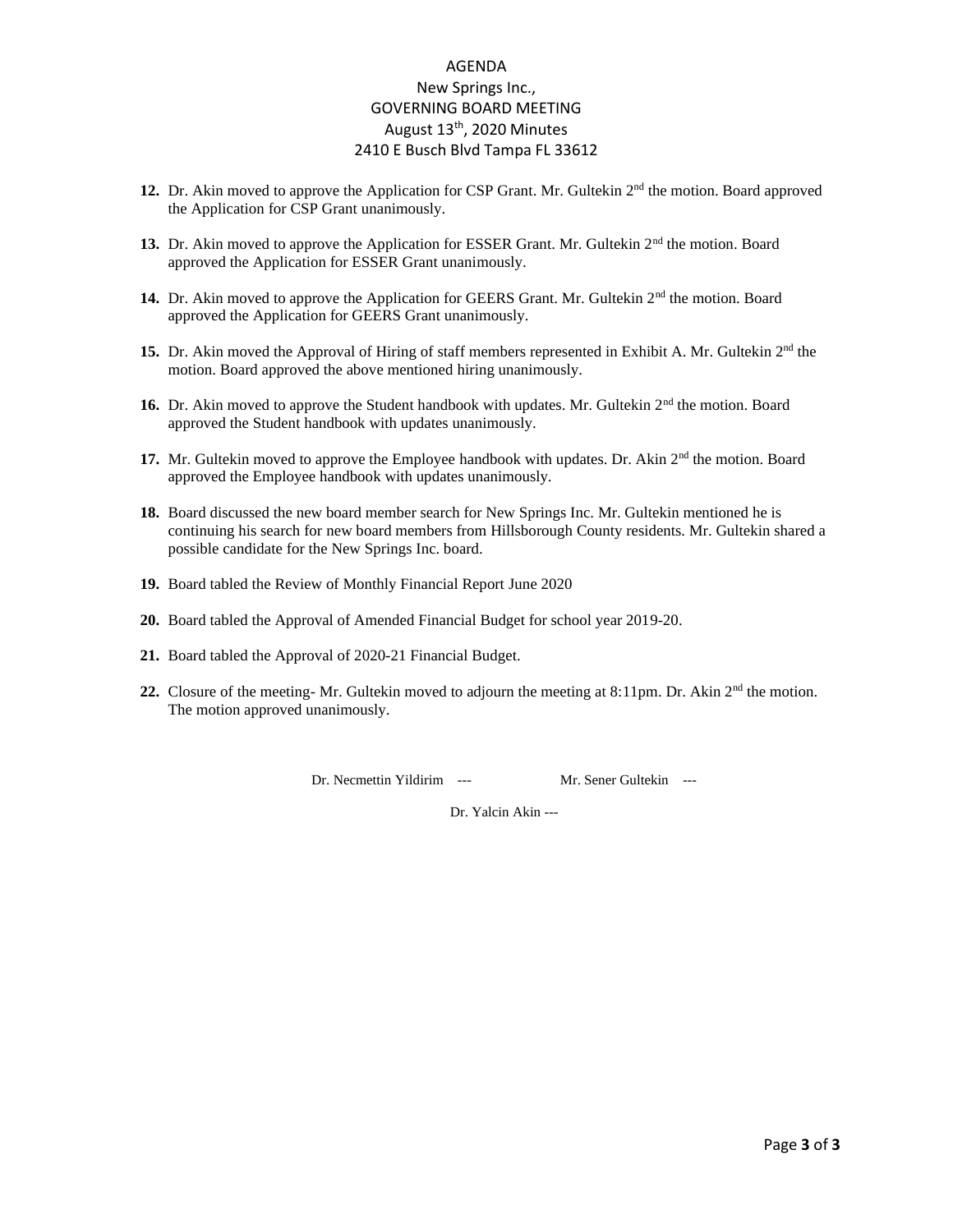AGENDA
New Springs Inc.,
GOVERNING BOARD MEETING
August 13th, 2020 Minutes
2410 E Busch Blvd Tampa FL 33612

12. Dr. Akin moved to approve the Application for CSP Grant. Mr. Gultekin 2nd the motion. Board approved the Application for CSP Grant unanimously.

13. Dr. Akin moved to approve the Application for ESSER Grant. Mr. Gultekin 2nd the motion. Board approved the Application for ESSER Grant unanimously.

14. Dr. Akin moved to approve the Application for GEERS Grant. Mr. Gultekin 2nd the motion. Board approved the Application for GEERS Grant unanimously.

15. Dr. Akin moved the Approval of Hiring of staff members represented in Exhibit A. Mr. Gultekin 2nd the motion. Board approved the above mentioned hiring unanimously.

16. Dr. Akin moved to approve the Student handbook with updates. Mr. Gultekin 2nd the motion. Board approved the Student handbook with updates unanimously.

17. Mr. Gultekin moved to approve the Employee handbook with updates. Dr. Akin 2nd the motion. Board approved the Employee handbook with updates unanimously.

18. Board discussed the new board member search for New Springs Inc. Mr. Gultekin mentioned he is continuing his search for new board members from Hillsborough County residents. Mr. Gultekin shared a possible candidate for the New Springs Inc. board.

19. Board tabled the Review of Monthly Financial Report June 2020

20. Board tabled the Approval of Amended Financial Budget for school year 2019-20.

21. Board tabled the Approval of 2020-21 Financial Budget.

22. Closure of the meeting- Mr. Gultekin moved to adjourn the meeting at 8:11pm. Dr. Akin 2nd the motion. The motion approved unanimously.

Dr. Necmettin Yildirim --- Mr. Sener Gultekin ---

Dr. Yalcin Akin ---